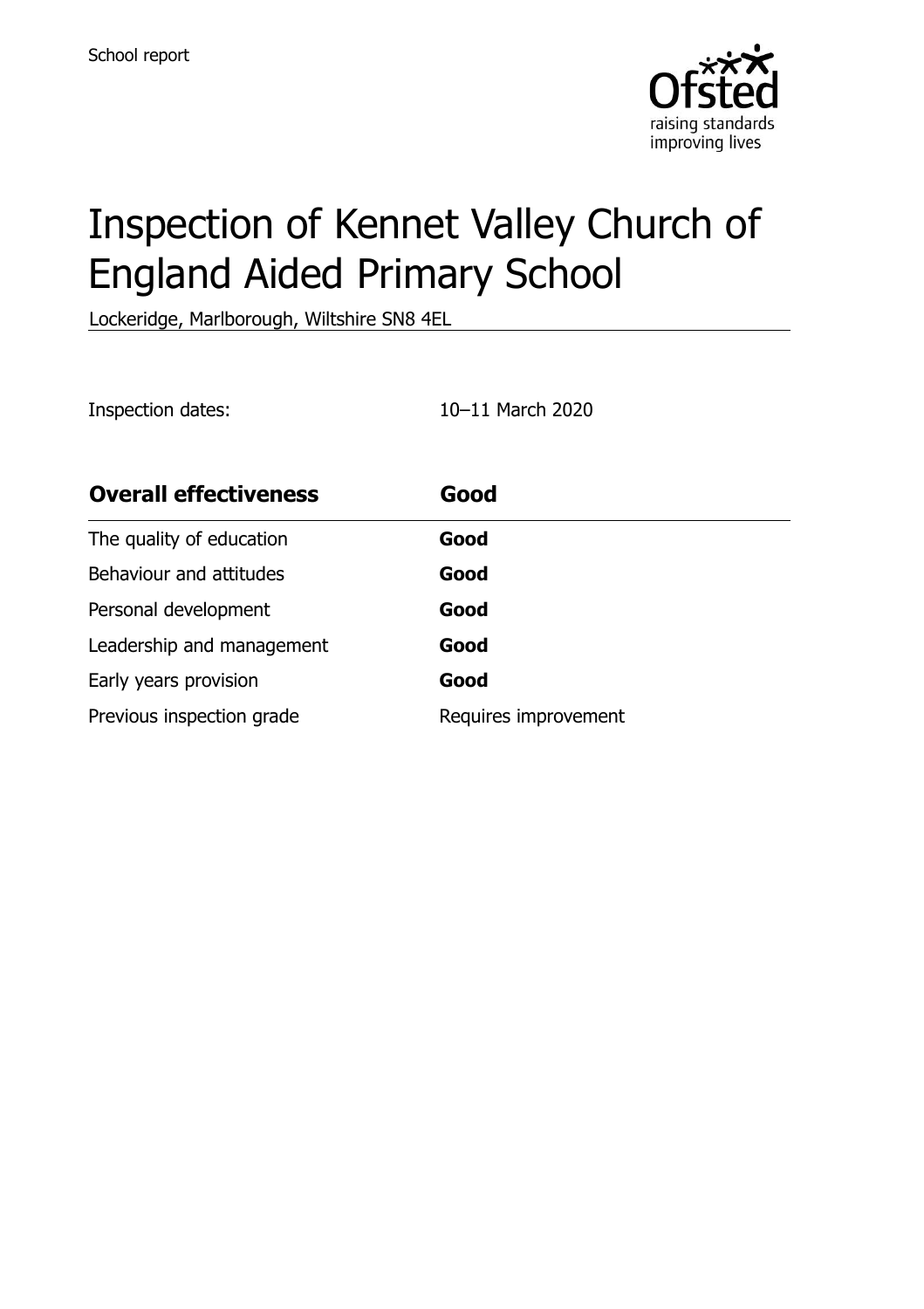School report

# Inspection of Kennet Valley Church of England Aided Primary School

Lockeridge, Marlborough, Wiltshire SN8 4EL

Inspection dates: 10–11 March 2020

| **Overall effectiveness** | **Good** |
|---|---|
| The quality of education | **Good** |
| Behaviour and attitudes | **Good** |
| Personal development | **Good** |
| Leadership and management | **Good** |
| Early years provision | **Good** |
| Previous inspection grade | Requires improvement |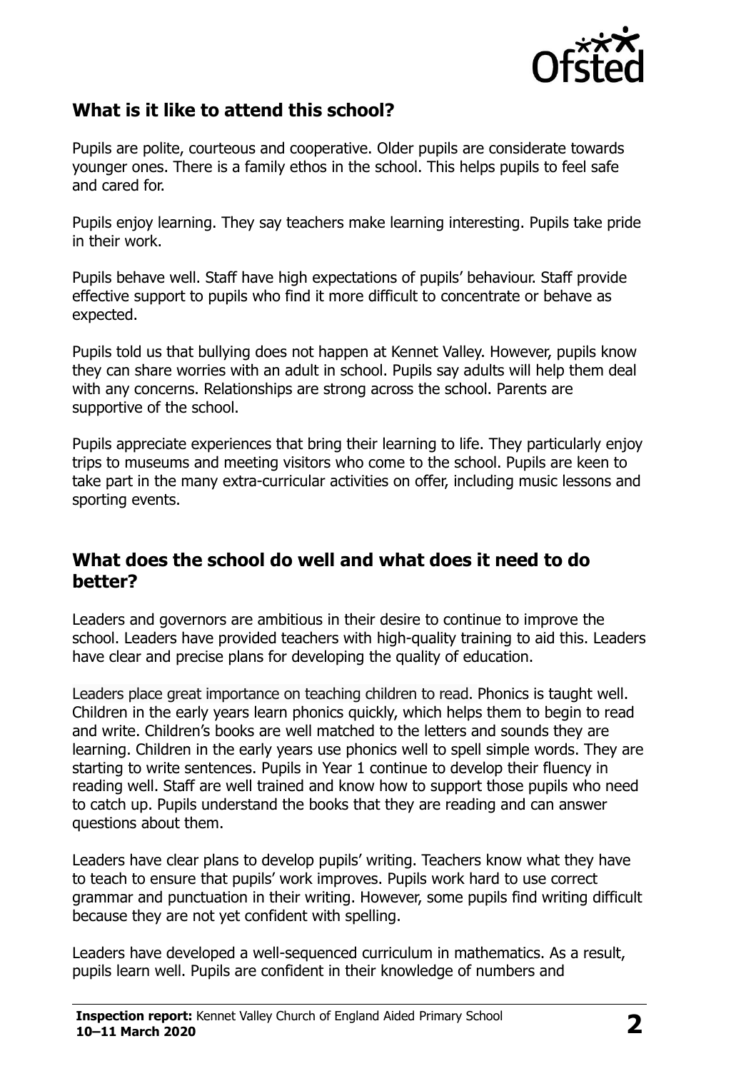## What is it like to attend this school?

Pupils are polite, courteous and cooperative. Older pupils are considerate towards younger ones. There is a family ethos in the school. This helps pupils to feel safe and cared for.

Pupils enjoy learning. They say teachers make learning interesting. Pupils take pride in their work.

Pupils behave well. Staff have high expectations of pupils' behaviour. Staff provide effective support to pupils who find it more difficult to concentrate or behave as expected.

Pupils told us that bullying does not happen at Kennet Valley. However, pupils know they can share worries with an adult in school. Pupils say adults will help them deal with any concerns. Relationships are strong across the school. Parents are supportive of the school.

Pupils appreciate experiences that bring their learning to life. They particularly enjoy trips to museums and meeting visitors who come to the school. Pupils are keen to take part in the many extra-curricular activities on offer, including music lessons and sporting events.

## What does the school do well and what does it need to do better?

Leaders and governors are ambitious in their desire to continue to improve the school. Leaders have provided teachers with high-quality training to aid this. Leaders have clear and precise plans for developing the quality of education.

Leaders place great importance on teaching children to read. Phonics is taught well. Children in the early years learn phonics quickly, which helps them to begin to read and write. Children's books are well matched to the letters and sounds they are learning. Children in the early years use phonics well to spell simple words. They are starting to write sentences. Pupils in Year 1 continue to develop their fluency in reading well. Staff are well trained and know how to support those pupils who need to catch up. Pupils understand the books that they are reading and can answer questions about them.

Leaders have clear plans to develop pupils' writing. Teachers know what they have to teach to ensure that pupils' work improves. Pupils work hard to use correct grammar and punctuation in their writing. However, some pupils find writing difficult because they are not yet confident with spelling.

Leaders have developed a well-sequenced curriculum in mathematics. As a result, pupils learn well. Pupils are confident in their knowledge of numbers and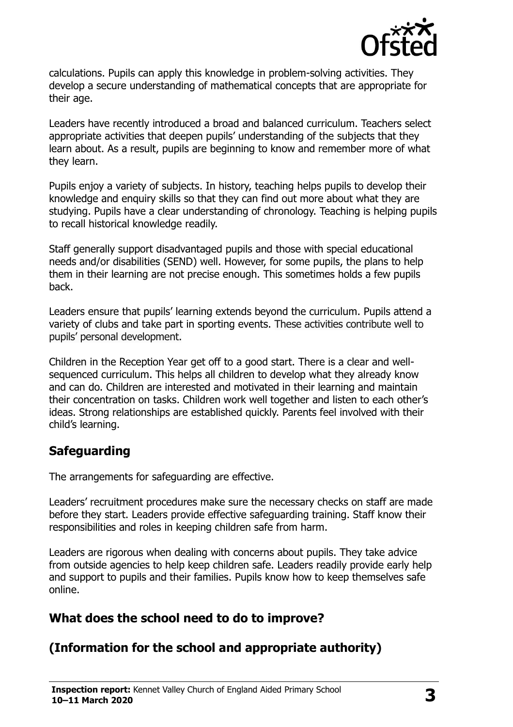calculations. Pupils can apply this knowledge in problem-solving activities. They develop a secure understanding of mathematical concepts that are appropriate for their age.

Leaders have recently introduced a broad and balanced curriculum. Teachers select appropriate activities that deepen pupils' understanding of the subjects that they learn about. As a result, pupils are beginning to know and remember more of what they learn.

Pupils enjoy a variety of subjects. In history, teaching helps pupils to develop their knowledge and enquiry skills so that they can find out more about what they are studying. Pupils have a clear understanding of chronology. Teaching is helping pupils to recall historical knowledge readily.

Staff generally support disadvantaged pupils and those with special educational needs and/or disabilities (SEND) well. However, for some pupils, the plans to help them in their learning are not precise enough. This sometimes holds a few pupils back.

Leaders ensure that pupils' learning extends beyond the curriculum. Pupils attend a variety of clubs and take part in sporting events. These activities contribute well to pupils' personal development.

Children in the Reception Year get off to a good start. There is a clear and well-sequenced curriculum. This helps all children to develop what they already know and can do. Children are interested and motivated in their learning and maintain their concentration on tasks. Children work well together and listen to each other's ideas. Strong relationships are established quickly. Parents feel involved with their child's learning.

## Safeguarding

The arrangements for safeguarding are effective.

Leaders' recruitment procedures make sure the necessary checks on staff are made before they start. Leaders provide effective safeguarding training. Staff know their responsibilities and roles in keeping children safe from harm.

Leaders are rigorous when dealing with concerns about pupils. They take advice from outside agencies to help keep children safe. Leaders readily provide early help and support to pupils and their families. Pupils know how to keep themselves safe online.

## What does the school need to do to improve?

## (Information for the school and appropriate authority)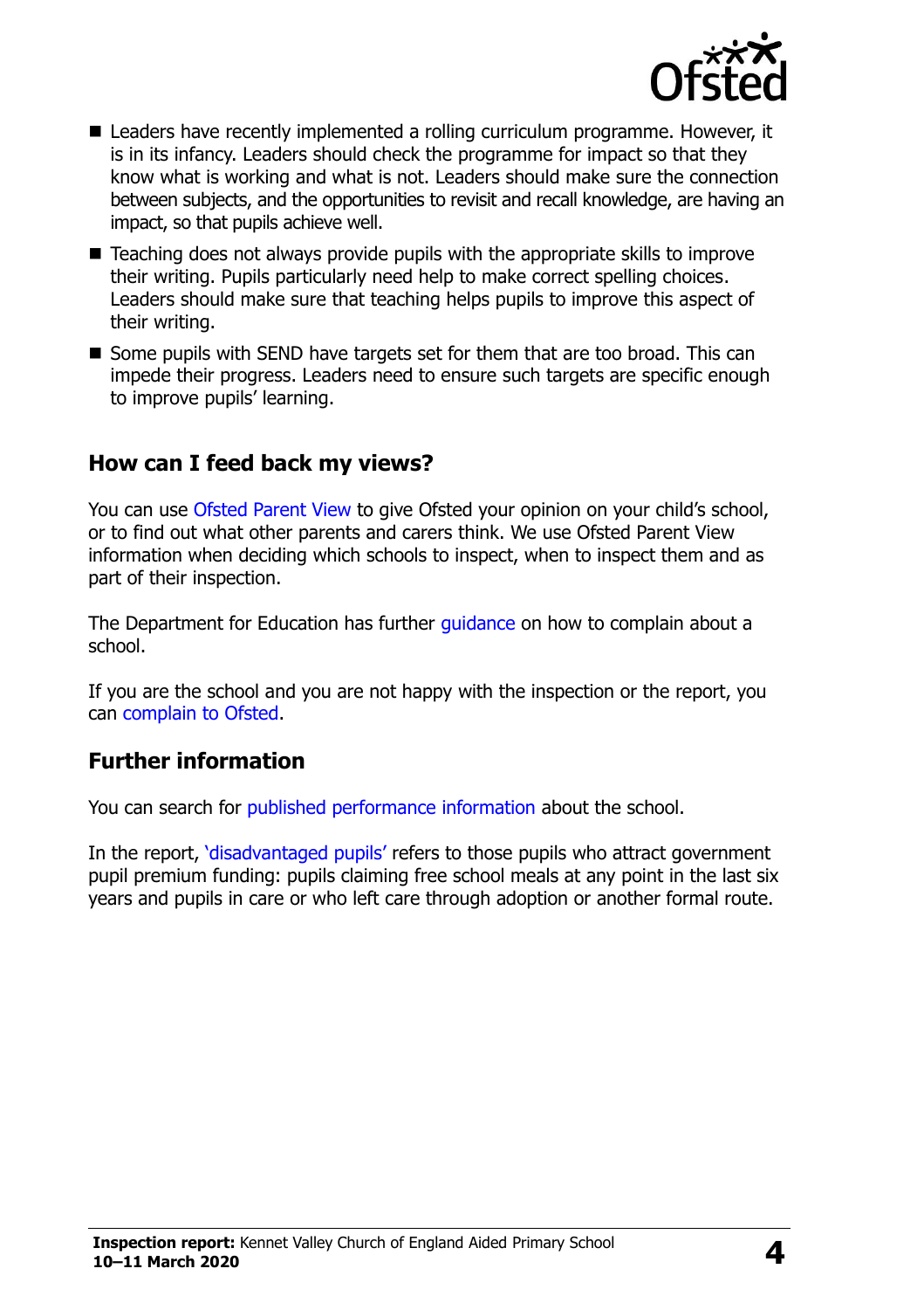- Leaders have recently implemented a rolling curriculum programme. However, it is in its infancy. Leaders should check the programme for impact so that they know what is working and what is not. Leaders should make sure the connection between subjects, and the opportunities to revisit and recall knowledge, are having an impact, so that pupils achieve well.
- Teaching does not always provide pupils with the appropriate skills to improve their writing. Pupils particularly need help to make correct spelling choices. Leaders should make sure that teaching helps pupils to improve this aspect of their writing.
- Some pupils with SEND have targets set for them that are too broad. This can impede their progress. Leaders need to ensure such targets are specific enough to improve pupils' learning.

## How can I feed back my views?

You can use Ofsted Parent View to give Ofsted your opinion on your child's school, or to find out what other parents and carers think. We use Ofsted Parent View information when deciding which schools to inspect, when to inspect them and as part of their inspection.

The Department for Education has further guidance on how to complain about a school.

If you are the school and you are not happy with the inspection or the report, you can complain to Ofsted.

## Further information

You can search for published performance information about the school.

In the report, 'disadvantaged pupils' refers to those pupils who attract government pupil premium funding: pupils claiming free school meals at any point in the last six years and pupils in care or who left care through adoption or another formal route.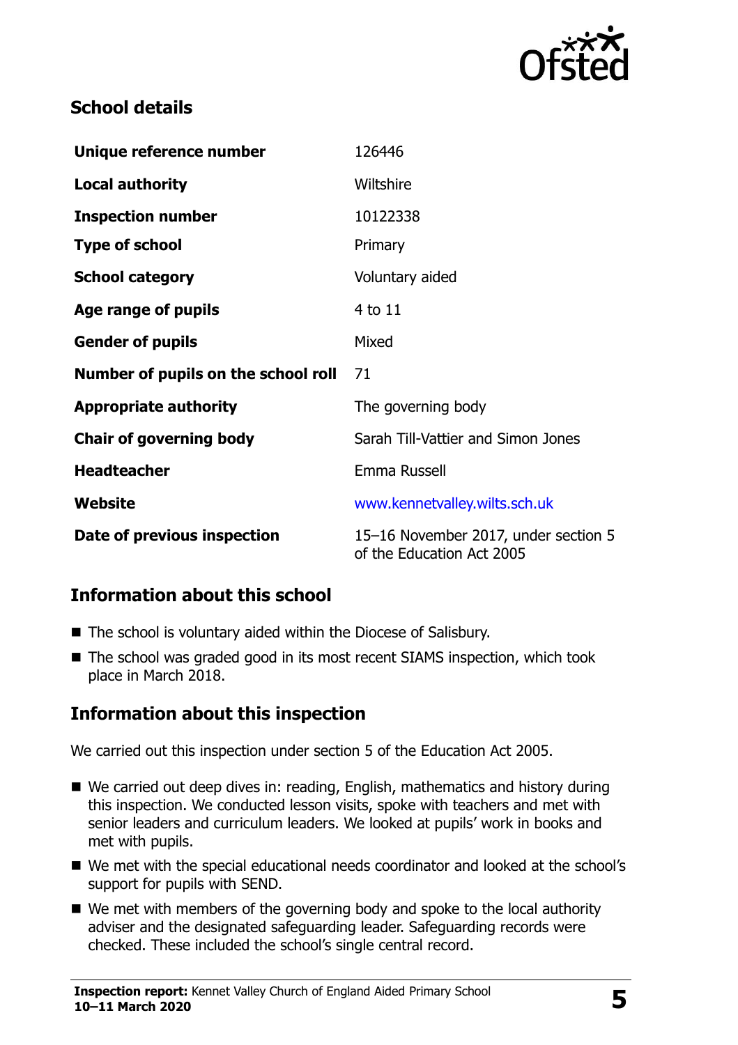## School details

| Unique reference number | 126446 |
| --- | --- |
| Local authority | Wiltshire |
| Inspection number | 10122338 |
| Type of school | Primary |
| School category | Voluntary aided |
| Age range of pupils | 4 to 11 |
| Gender of pupils | Mixed |
| Number of pupils on the school roll | 71 |
| Appropriate authority | The governing body |
| Chair of governing body | Sarah Till-Vattier and Simon Jones |
| Headteacher | Emma Russell |
| Website | www.kennetvalley.wilts.sch.uk |
| Date of previous inspection | 15–16 November 2017, under section 5 of the Education Act 2005 |

## Information about this school

- The school is voluntary aided within the Diocese of Salisbury.
- The school was graded good in its most recent SIAMS inspection, which took place in March 2018.

## Information about this inspection

We carried out this inspection under section 5 of the Education Act 2005.

- We carried out deep dives in: reading, English, mathematics and history during this inspection. We conducted lesson visits, spoke with teachers and met with senior leaders and curriculum leaders. We looked at pupils' work in books and met with pupils.
- We met with the special educational needs coordinator and looked at the school's support for pupils with SEND.
- We met with members of the governing body and spoke to the local authority adviser and the designated safeguarding leader. Safeguarding records were checked. These included the school's single central record.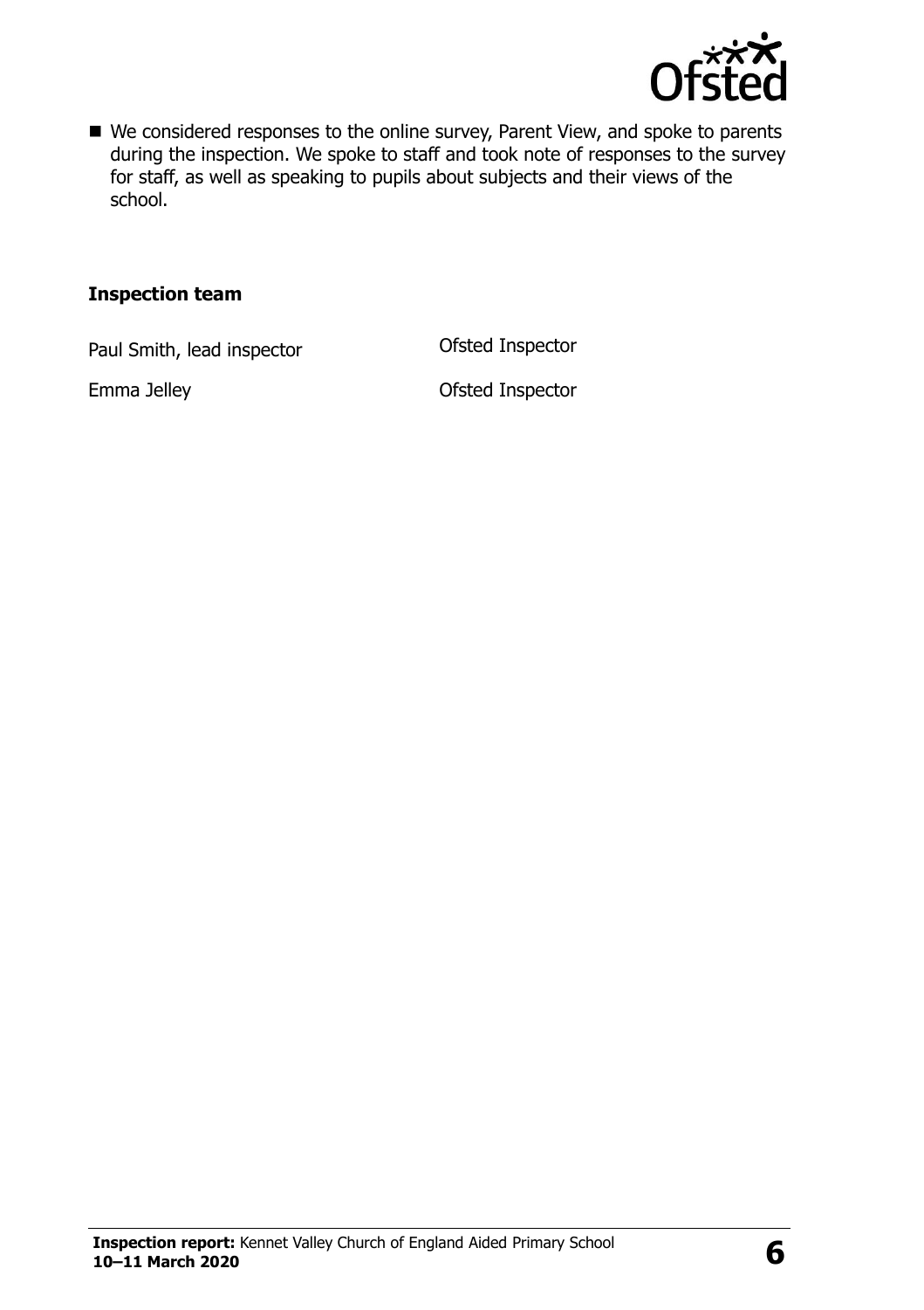- We considered responses to the online survey, Parent View, and spoke to parents during the inspection. We spoke to staff and took note of responses to the survey for staff, as well as speaking to pupils about subjects and their views of the school.

## Inspection team

| | |
|---|---|
| Paul Smith, lead inspector | Ofsted Inspector |
| Emma Jelley | Ofsted Inspector |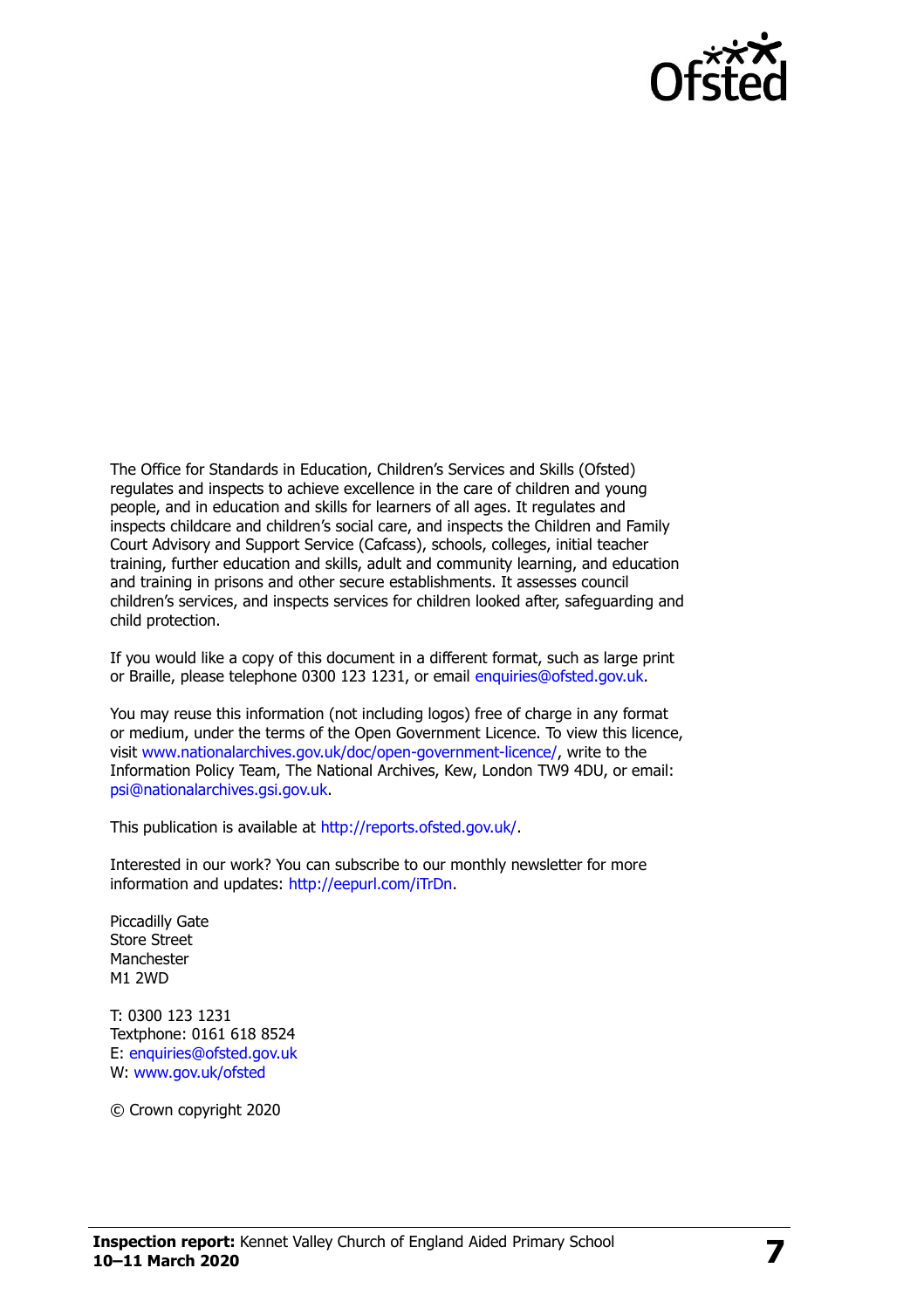The Office for Standards in Education, Children's Services and Skills (Ofsted) regulates and inspects to achieve excellence in the care of children and young people, and in education and skills for learners of all ages. It regulates and inspects childcare and children's social care, and inspects the Children and Family Court Advisory and Support Service (Cafcass), schools, colleges, initial teacher training, further education and skills, adult and community learning, and education and training in prisons and other secure establishments. It assesses council children's services, and inspects services for children looked after, safeguarding and child protection.

If you would like a copy of this document in a different format, such as large print or Braille, please telephone 0300 123 1231, or email enquiries@ofsted.gov.uk.

You may reuse this information (not including logos) free of charge in any format or medium, under the terms of the Open Government Licence. To view this licence, visit www.nationalarchives.gov.uk/doc/open-government-licence/, write to the Information Policy Team, The National Archives, Kew, London TW9 4DU, or email: psi@nationalarchives.gsi.gov.uk.

This publication is available at http://reports.ofsted.gov.uk/.

Interested in our work? You can subscribe to our monthly newsletter for more information and updates: http://eepurl.com/iTrDn.

Piccadilly Gate
Store Street
Manchester
M1 2WD

T: 0300 123 1231
Textphone: 0161 618 8524
E: enquiries@ofsted.gov.uk
W: www.gov.uk/ofsted

© Crown copyright 2020